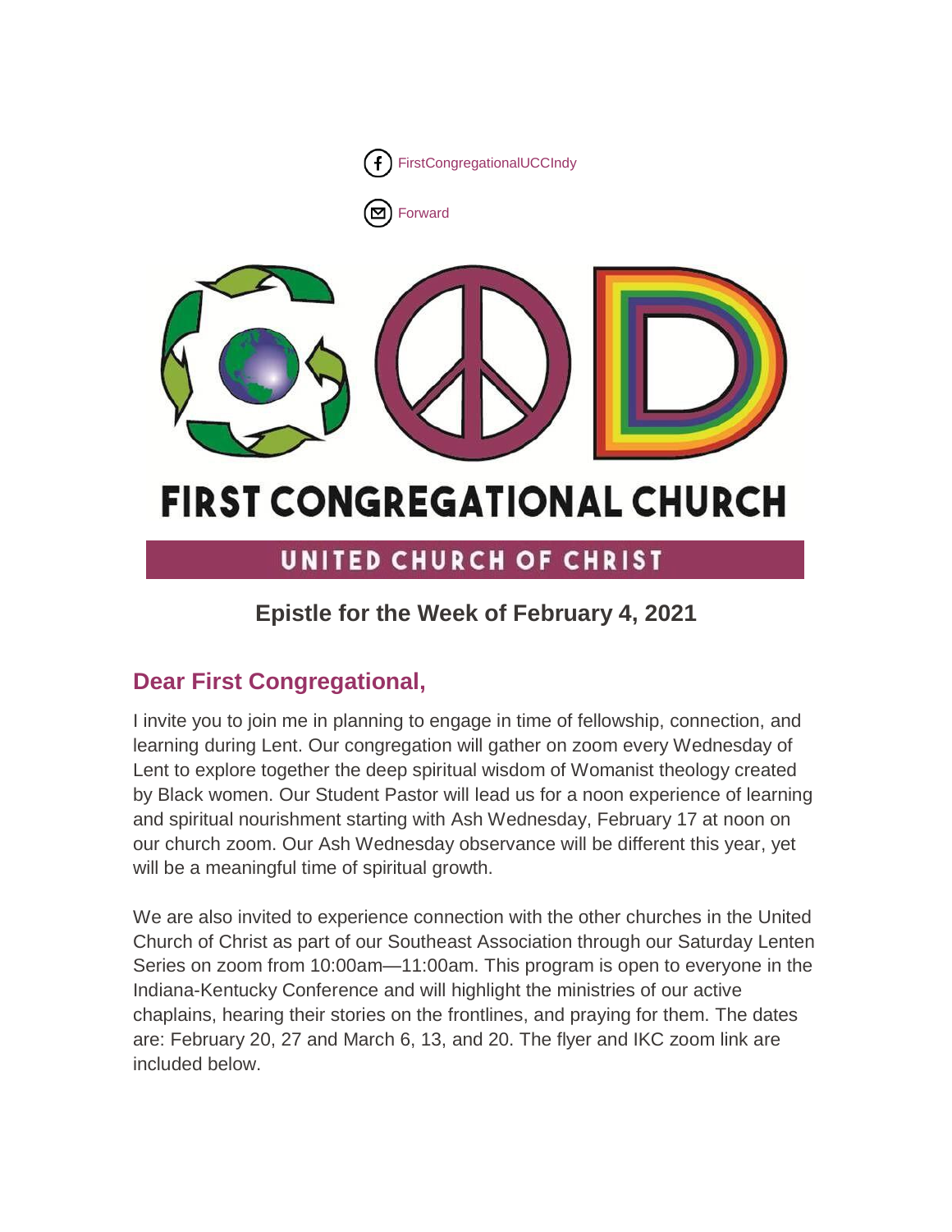FirstCongregationalUCCIndy

Forward

# FIRST CONGREGATIONAL CHURCH

UNITED CHURCH OF CHRIST

### Epistle for the Week of February 4, 2021

## Dear First Congregational,

I invite you to join me in planning to engage in time of fellowship, connection, and learning during Lent. Our congregation will gather on zoom every Wednesday of Lent to explore together the deep spiritual wisdom of Womanist theology created by Black women. Our Student Pastor will lead us for a noon experience of learning and spiritual nourishment starting with Ash Wednesday, February 17 at noon on our church zoom. Our Ash Wednesday observance will be different this year, yet will be a meaningful time of spiritual growth.

We are also invited to experience connection with the other churches in the United Church of Christ as part of our Southeast Association through our Saturday Lenten Series on zoom from 10:00am—11:00am. This program is open to everyone in the Indiana-Kentucky Conference and will highlight the ministries of our active chaplains, hearing their stories on the frontlines, and praying for them. The dates are: February 20, 27 and March 6, 13, and 20. The flyer and IKC zoom link are included below.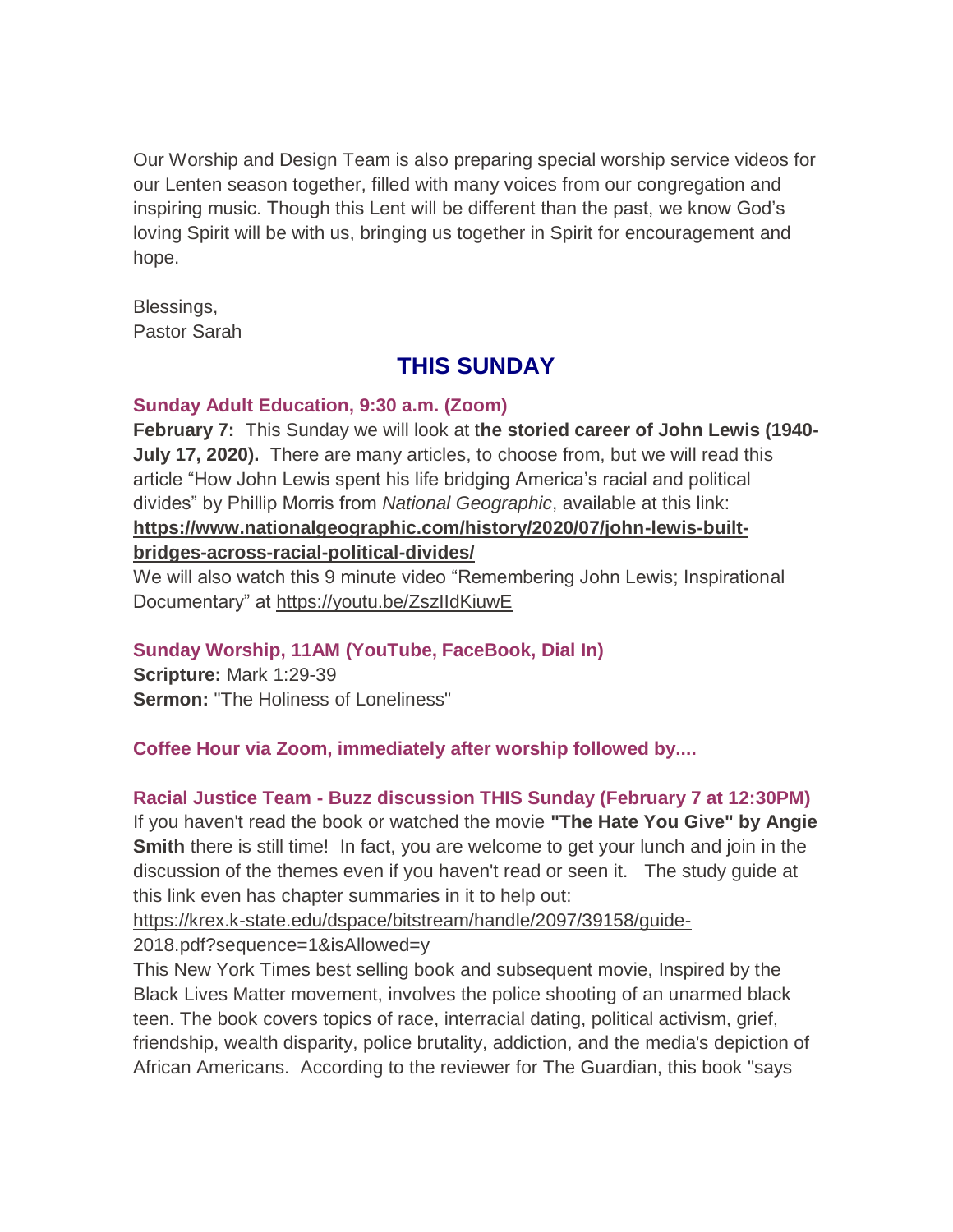Our Worship and Design Team is also preparing special worship service videos for our Lenten season together, filled with many voices from our congregation and inspiring music. Though this Lent will be different than the past, we know God's loving Spirit will be with us, bringing us together in Spirit for encouragement and hope.

Blessings,
Pastor Sarah

## THIS SUNDAY

### Sunday Adult Education, 9:30 a.m. (Zoom)

**February 7:** This Sunday we will look at t**he storied career of John Lewis (1940-July 17, 2020).** There are many articles, to choose from, but we will read this article "How John Lewis spent his life bridging America's racial and political divides" by Phillip Morris from *National Geographic*, available at this link: **https://www.nationalgeographic.com/history/2020/07/john-lewis-built-bridges-across-racial-political-divides/**
We will also watch this 9 minute video "Remembering John Lewis; Inspirational Documentary" at https://youtu.be/ZszIIdKiuwE

### Sunday Worship, 11AM (YouTube, FaceBook, Dial In)

**Scripture:** Mark 1:29-39
**Sermon:** "The Holiness of Loneliness"

### Coffee Hour via Zoom, immediately after worship followed by....

### Racial Justice Team - Buzz discussion THIS Sunday (February 7 at 12:30PM)

If you haven't read the book or watched the movie **"The Hate You Give" by Angie Smith** there is still time! In fact, you are welcome to get your lunch and join in the discussion of the themes even if you haven't read or seen it. The study guide at this link even has chapter summaries in it to help out:
https://krex.k-state.edu/dspace/bitstream/handle/2097/39158/guide-2018.pdf?sequence=1&isAllowed=y
This New York Times best selling book and subsequent movie, Inspired by the Black Lives Matter movement, involves the police shooting of an unarmed black teen. The book covers topics of race, interracial dating, political activism, grief, friendship, wealth disparity, police brutality, addiction, and the media's depiction of African Americans. According to the reviewer for The Guardian, this book "says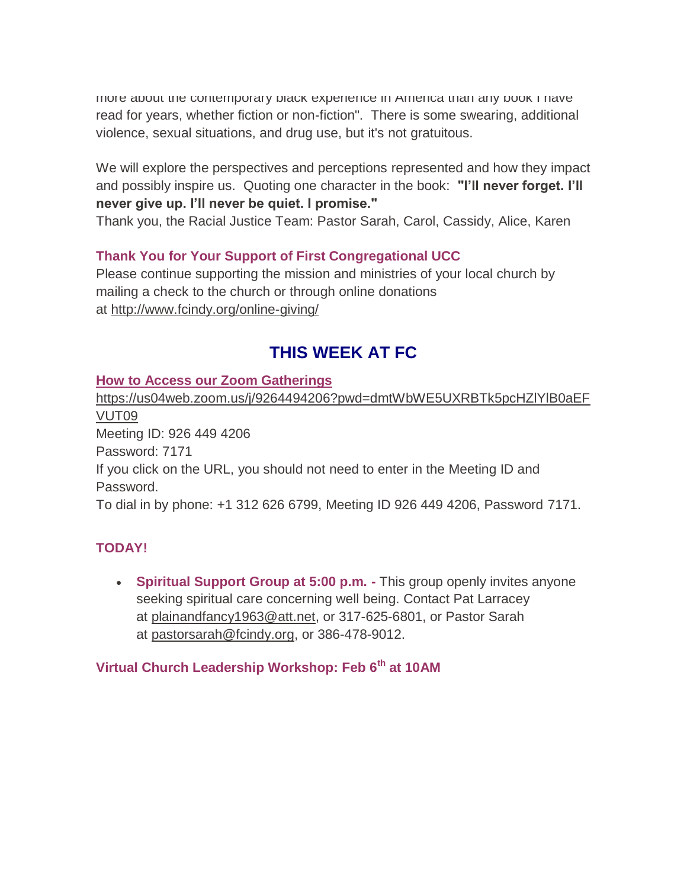more about the contemporary black experience in America than any book I have read for years, whether fiction or non-fiction". There is some swearing, additional violence, sexual situations, and drug use, but it's not gratuitous.

We will explore the perspectives and perceptions represented and how they impact and possibly inspire us. Quoting one character in the book: **"I'll never forget. I'll never give up. I'll never be quiet. I promise."**
Thank you, the Racial Justice Team: Pastor Sarah, Carol, Cassidy, Alice, Karen

**Thank You for Your Support of First Congregational UCC**
Please continue supporting the mission and ministries of your local church by mailing a check to the church or through online donations at http://www.fcindy.org/online-giving/

## THIS WEEK AT FC

**How to Access our Zoom Gatherings**
https://us04web.zoom.us/j/9264494206?pwd=dmtWbWE5UXRBTk5pcHZlYlB0aEFVUT09
Meeting ID: 926 449 4206
Password: 7171
If you click on the URL, you should not need to enter in the Meeting ID and Password.
To dial in by phone: +1 312 626 6799, Meeting ID 926 449 4206, Password 7171.

**TODAY!**

- **Spiritual Support Group at 5:00 p.m. -** This group openly invites anyone seeking spiritual care concerning well being. Contact Pat Larracey at plainandfancy1963@att.net, or 317-625-6801, or Pastor Sarah at pastorsarah@fcindy.org, or 386-478-9012.

**Virtual Church Leadership Workshop: Feb 6th at 10AM**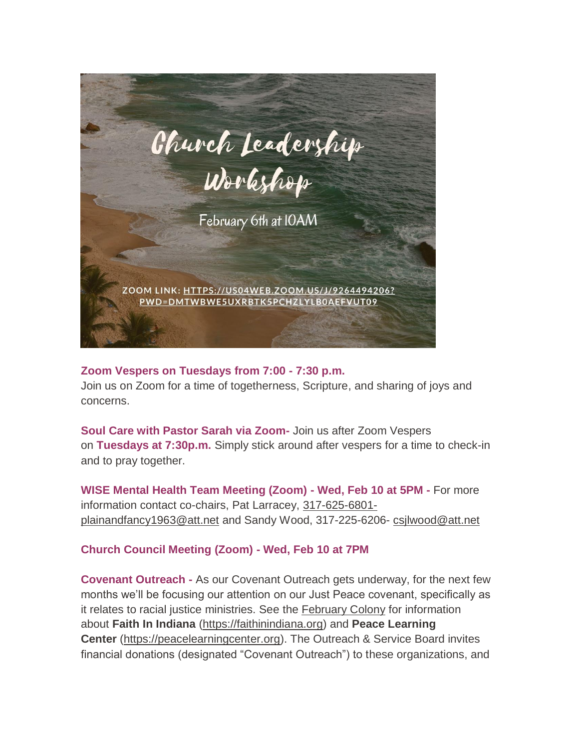Church Leadership Workshop

February 6th at 10AM

ZOOM LINK: HTTPS://US04WEB.ZOOM.US/J/9264494206?PWD=DMTWBWE5UXRBTK5PCHZLYLB0AEFVUT09

**Zoom Vespers on Tuesdays from 7:00 - 7:30 p.m.**
Join us on Zoom for a time of togetherness, Scripture, and sharing of joys and concerns.

**Soul Care with Pastor Sarah via Zoom-** Join us after Zoom Vespers on **Tuesdays at 7:30p.m.** Simply stick around after vespers for a time to check-in and to pray together.

**WISE Mental Health Team Meeting (Zoom) - Wed, Feb 10 at 5PM -** For more information contact co-chairs, Pat Larracey, 317-625-6801- plainandfancy1963@att.net and Sandy Wood, 317-225-6206- csjlwood@att.net

**Church Council Meeting (Zoom) - Wed, Feb 10 at 7PM**

**Covenant Outreach -** As our Covenant Outreach gets underway, for the next few months we'll be focusing our attention on our Just Peace covenant, specifically as it relates to racial justice ministries. See the February Colony for information about **Faith In Indiana** (https://faithinindiana.org) and **Peace Learning Center** (https://peacelearningcenter.org). The Outreach & Service Board invites financial donations (designated "Covenant Outreach") to these organizations, and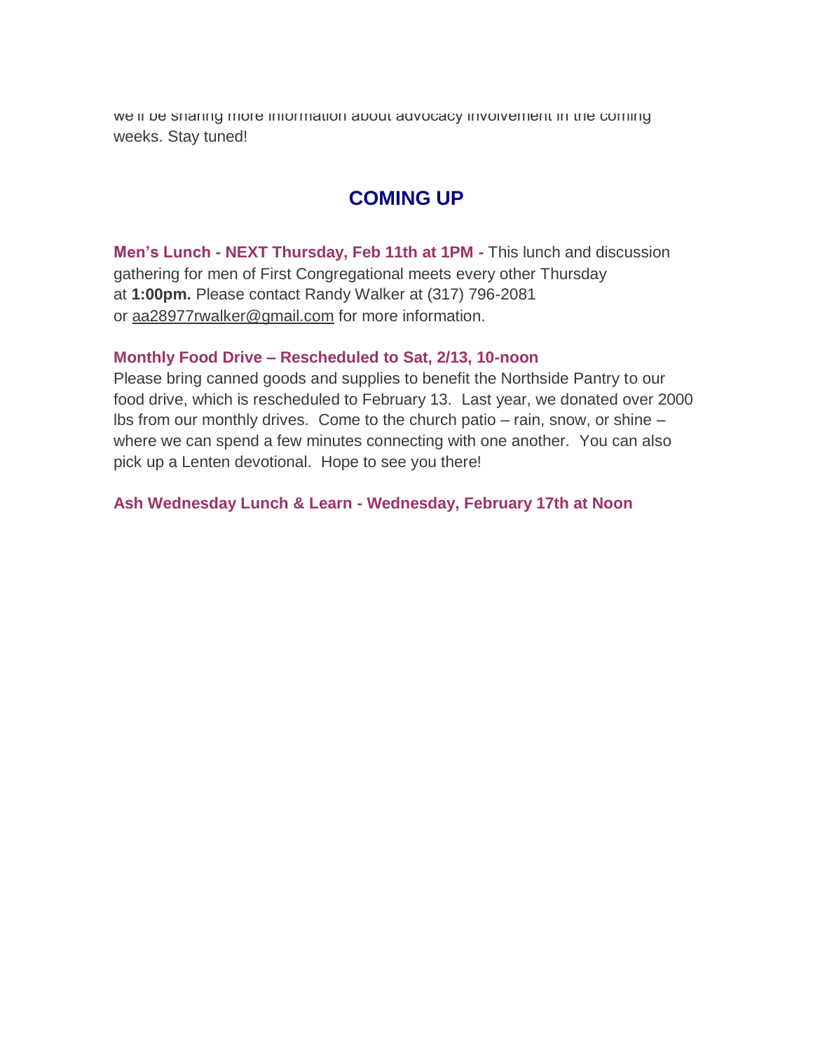we'll be sharing more information about advocacy involvement in the coming weeks. Stay tuned!

## COMING UP

**Men's Lunch - NEXT Thursday, Feb 11th at 1PM -** This lunch and discussion gathering for men of First Congregational meets every other Thursday at **1:00pm.** Please contact Randy Walker at (317) 796-2081 or aa28977rwalker@gmail.com for more information.

**Monthly Food Drive – Rescheduled to Sat, 2/13, 10-noon**
Please bring canned goods and supplies to benefit the Northside Pantry to our food drive, which is rescheduled to February 13. Last year, we donated over 2000 lbs from our monthly drives. Come to the church patio – rain, snow, or shine – where we can spend a few minutes connecting with one another. You can also pick up a Lenten devotional. Hope to see you there!

**Ash Wednesday Lunch & Learn - Wednesday, February 17th at Noon**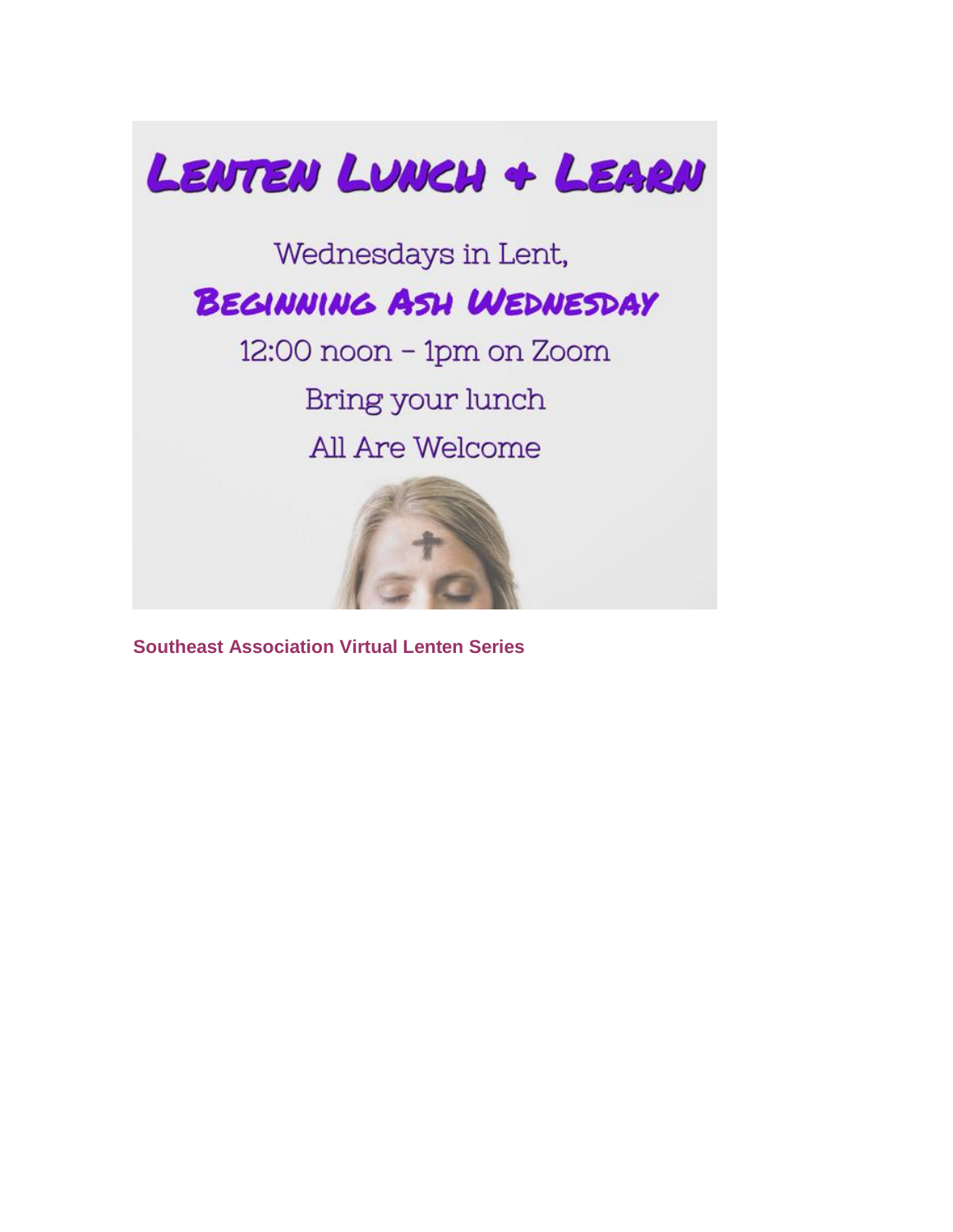# Lenten Lunch + Learn

Wednesdays in Lent,

**Beginning Ash Wednesday**

12:00 noon – 1pm on Zoom

Bring your lunch

All Are Welcome

**Southeast Association Virtual Lenten Series**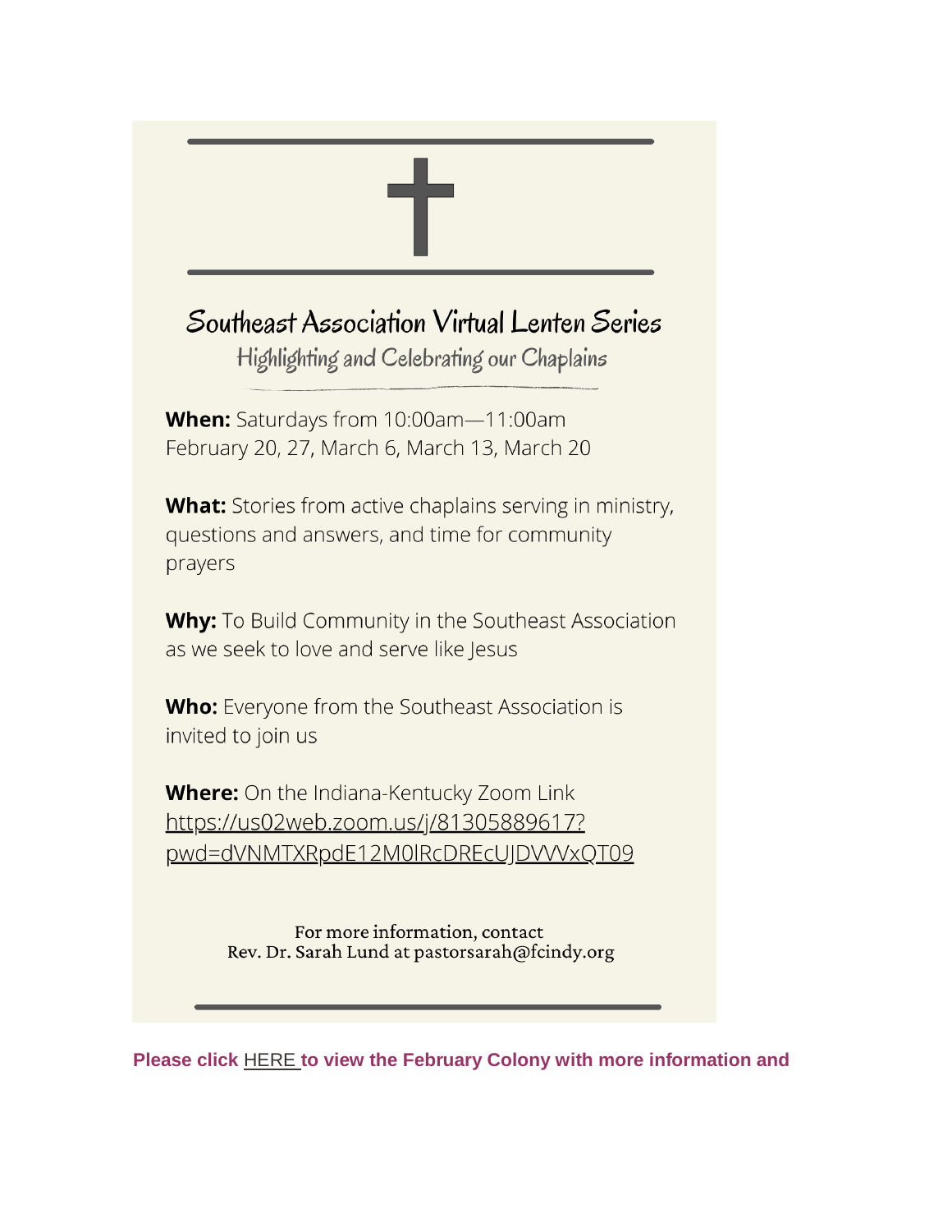# Southeast Association Virtual Lenten Series

## Highlighting and Celebrating our Chaplains

**When:** Saturdays from 10:00am—11:00am
February 20, 27, March 6, March 13, March 20

**What:** Stories from active chaplains serving in ministry, questions and answers, and time for community prayers

**Why:** To Build Community in the Southeast Association as we seek to love and serve like Jesus

**Who:** Everyone from the Southeast Association is invited to join us

**Where:** On the Indiana-Kentucky Zoom Link
https://us02web.zoom.us/j/81305889617?pwd=dVNMTXRpdE12M0lRcDREcUJDVVVxQT09

For more information, contact
Rev. Dr. Sarah Lund at pastorsarah@fcindy.org

**Please click HERE to view the February Colony with more information and**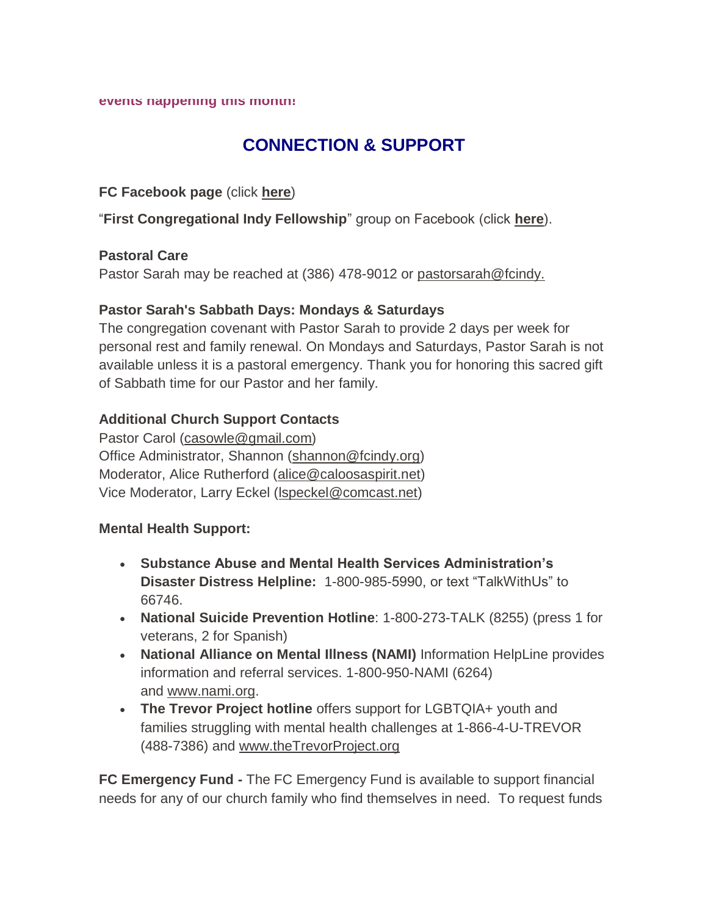events happening this month!

## CONNECTION & SUPPORT

**FC Facebook page** (click **here**)

"**First Congregational Indy Fellowship**" group on Facebook (click **here**).

**Pastoral Care**
Pastor Sarah may be reached at (386) 478-9012 or pastorsarah@fcindy.

**Pastor Sarah's Sabbath Days: Mondays & Saturdays**
The congregation covenant with Pastor Sarah to provide 2 days per week for personal rest and family renewal. On Mondays and Saturdays, Pastor Sarah is not available unless it is a pastoral emergency. Thank you for honoring this sacred gift of Sabbath time for our Pastor and her family.

**Additional Church Support Contacts**
Pastor Carol (casowle@gmail.com)
Office Administrator, Shannon (shannon@fcindy.org)
Moderator, Alice Rutherford (alice@caloosaspirit.net)
Vice Moderator, Larry Eckel (lspeckel@comcast.net)

**Mental Health Support:**

- **Substance Abuse and Mental Health Services Administration's Disaster Distress Helpline:** 1-800-985-5990, or text "TalkWithUs" to 66746.
- **National Suicide Prevention Hotline**: 1-800-273-TALK (8255) (press 1 for veterans, 2 for Spanish)
- **National Alliance on Mental Illness (NAMI)** Information HelpLine provides information and referral services. 1-800-950-NAMI (6264) and www.nami.org.
- **The Trevor Project hotline** offers support for LGBTQIA+ youth and families struggling with mental health challenges at 1-866-4-U-TREVOR (488-7386) and www.theTrevorProject.org

**FC Emergency Fund -** The FC Emergency Fund is available to support financial needs for any of our church family who find themselves in need. To request funds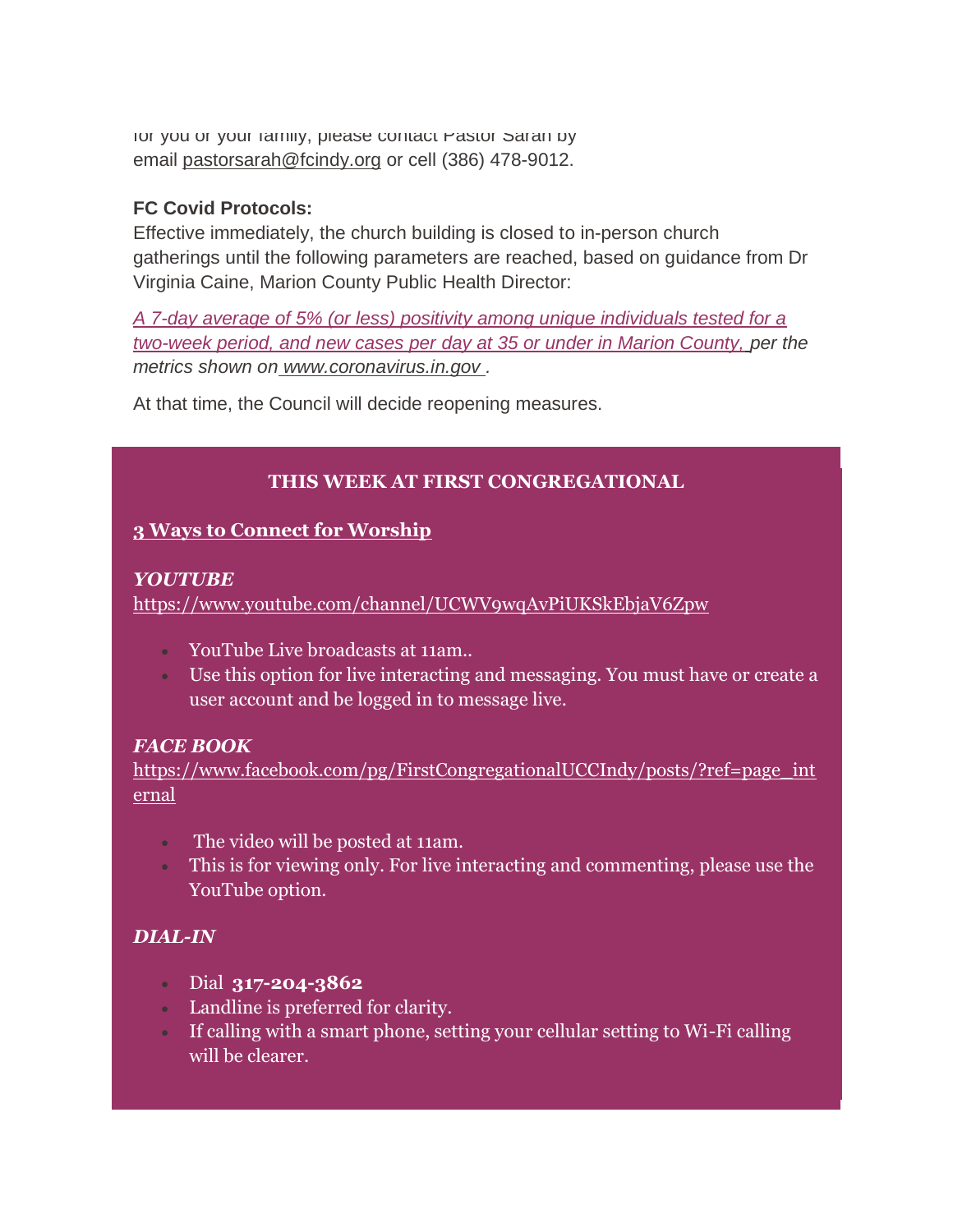for you or your family, please contact Pastor Sarah by email pastorsarah@fcindy.org or cell (386) 478-9012.

**FC Covid Protocols:**
Effective immediately, the church building is closed to in-person church gatherings until the following parameters are reached, based on guidance from Dr Virginia Caine, Marion County Public Health Director:

*A 7-day average of 5% (or less) positivity among unique individuals tested for a two-week period, and new cases per day at 35 or under in Marion County, per the metrics shown on www.coronavirus.in.gov .*

At that time, the Council will decide reopening measures.

**THIS WEEK AT FIRST CONGREGATIONAL**

**3 Ways to Connect for Worship**

***YOUTUBE***
https://www.youtube.com/channel/UCWV9wqAvPiUKSkEbjaV6Zpw

- YouTube Live broadcasts at 11am..
- Use this option for live interacting and messaging. You must have or create a user account and be logged in to message live.

***FACE BOOK***
https://www.facebook.com/pg/FirstCongregationalUCCIndy/posts/?ref=page_internal

- The video will be posted at 11am.
- This is for viewing only. For live interacting and commenting, please use the YouTube option.

***DIAL-IN***

- Dial **317-204-3862**
- Landline is preferred for clarity.
- If calling with a smart phone, setting your cellular setting to Wi-Fi calling will be clearer.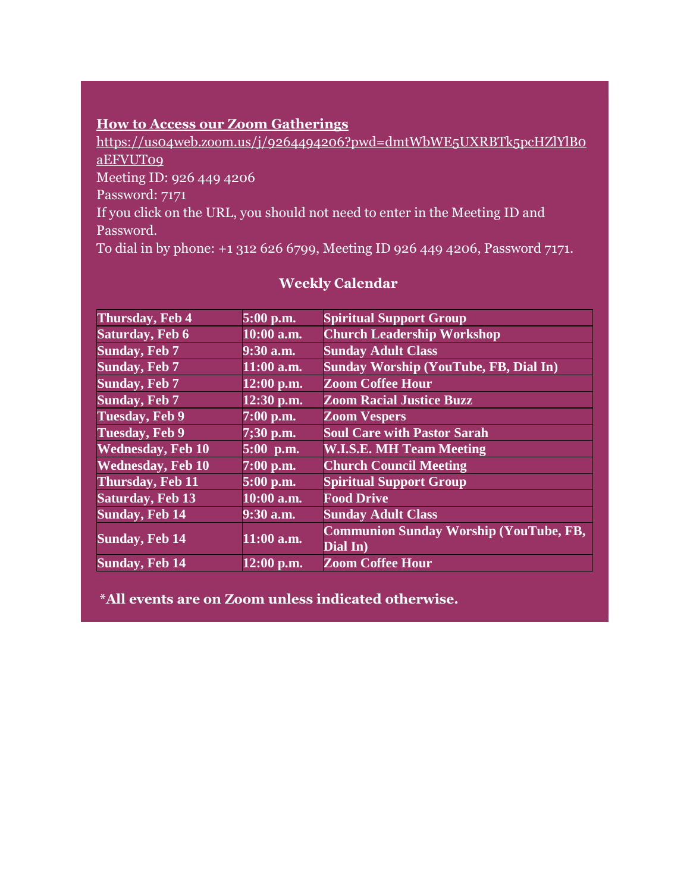**How to Access our Zoom Gatherings**

https://us04web.zoom.us/j/9264494206?pwd=dmtWbWE5UXRBTk5pcHZlYlB0aEFVUT09

Meeting ID: 926 449 4206

Password: 7171

If you click on the URL, you should not need to enter in the Meeting ID and Password.

To dial in by phone: +1 312 626 6799, Meeting ID 926 449 4206, Password 7171.

## Weekly Calendar

| | | |
|---|---|---|
| **Thursday, Feb 4** | **5:00 p.m.** | **Spiritual Support Group** |
| **Saturday, Feb 6** | **10:00 a.m.** | **Church Leadership Workshop** |
| **Sunday, Feb 7** | **9:30 a.m.** | **Sunday Adult Class** |
| **Sunday, Feb 7** | **11:00 a.m.** | **Sunday Worship (YouTube, FB, Dial In)** |
| **Sunday, Feb 7** | **12:00 p.m.** | **Zoom Coffee Hour** |
| **Sunday, Feb 7** | **12:30 p.m.** | **Zoom Racial Justice Buzz** |
| **Tuesday, Feb 9** | **7:00 p.m.** | **Zoom Vespers** |
| **Tuesday, Feb 9** | **7;30 p.m.** | **Soul Care with Pastor Sarah** |
| **Wednesday, Feb 10** | **5:00 p.m.** | **W.I.S.E. MH Team Meeting** |
| **Wednesday, Feb 10** | **7:00 p.m.** | **Church Council Meeting** |
| **Thursday, Feb 11** | **5:00 p.m.** | **Spiritual Support Group** |
| **Saturday, Feb 13** | **10:00 a.m.** | **Food Drive** |
| **Sunday, Feb 14** | **9:30 a.m.** | **Sunday Adult Class** |
| **Sunday, Feb 14** | **11:00 a.m.** | **Communion Sunday Worship (YouTube, FB, Dial In)** |
| **Sunday, Feb 14** | **12:00 p.m.** | **Zoom Coffee Hour** |

**\*All events are on Zoom unless indicated otherwise.**